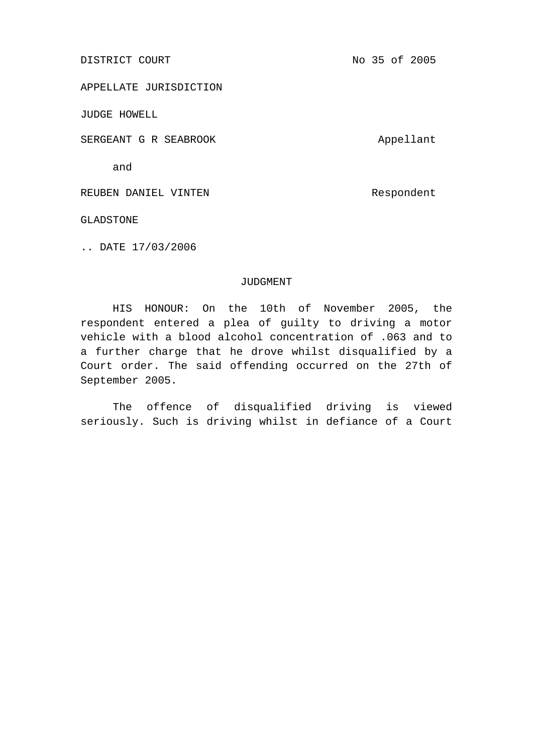DISTRICT COURT No 35 of 2005

APPELLATE JURISDICTION

JUDGE HOWELL

SERGEANT G R SEABROOK Appellant

and

REUBEN DANIEL VINTEN Respondent

GLADSTONE

.. DATE 17/03/2006

## JUDGMENT

HIS HONOUR: On the 10th of November 2005, the respondent entered a plea of guilty to driving a motor vehicle with a blood alcohol concentration of .063 and to a further charge that he drove whilst disqualified by a Court order. The said offending occurred on the 27th of September 2005.

The offence of disqualified driving is viewed seriously. Such is driving whilst in defiance of a Court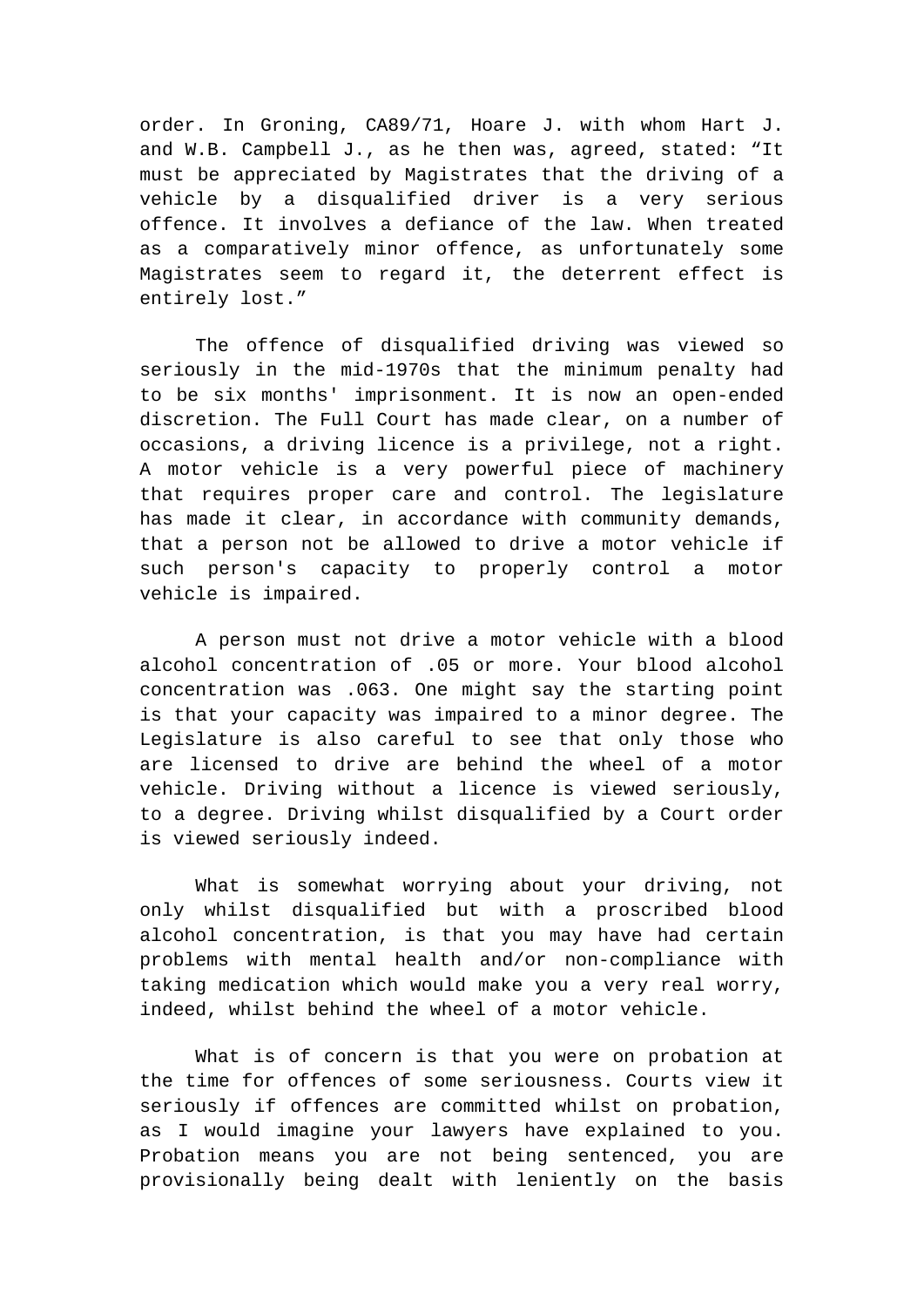order. In Groning, CA89/71, Hoare J. with whom Hart J. and W.B. Campbell J., as he then was, agreed, stated: “It must be appreciated by Magistrates that the driving of a vehicle by a disqualified driver is a very serious offence. It involves a defiance of the law. When treated as a comparatively minor offence, as unfortunately some Magistrates seem to regard it, the deterrent effect is entirely lost.”

The offence of disqualified driving was viewed so seriously in the mid-1970s that the minimum penalty had to be six months' imprisonment. It is now an open-ended discretion. The Full Court has made clear, on a number of occasions, a driving licence is a privilege, not a right. A motor vehicle is a very powerful piece of machinery that requires proper care and control. The legislature has made it clear, in accordance with community demands, that a person not be allowed to drive a motor vehicle if such person's capacity to properly control a motor vehicle is impaired.

A person must not drive a motor vehicle with a blood alcohol concentration of .05 or more. Your blood alcohol concentration was .063. One might say the starting point is that your capacity was impaired to a minor degree. The Legislature is also careful to see that only those who are licensed to drive are behind the wheel of a motor vehicle. Driving without a licence is viewed seriously, to a degree. Driving whilst disqualified by a Court order is viewed seriously indeed.

What is somewhat worrying about your driving, not only whilst disqualified but with a proscribed blood alcohol concentration, is that you may have had certain problems with mental health and/or non-compliance with taking medication which would make you a very real worry, indeed, whilst behind the wheel of a motor vehicle.

What is of concern is that you were on probation at the time for offences of some seriousness. Courts view it seriously if offences are committed whilst on probation, as I would imagine your lawyers have explained to you. Probation means you are not being sentenced, you are provisionally being dealt with leniently on the basis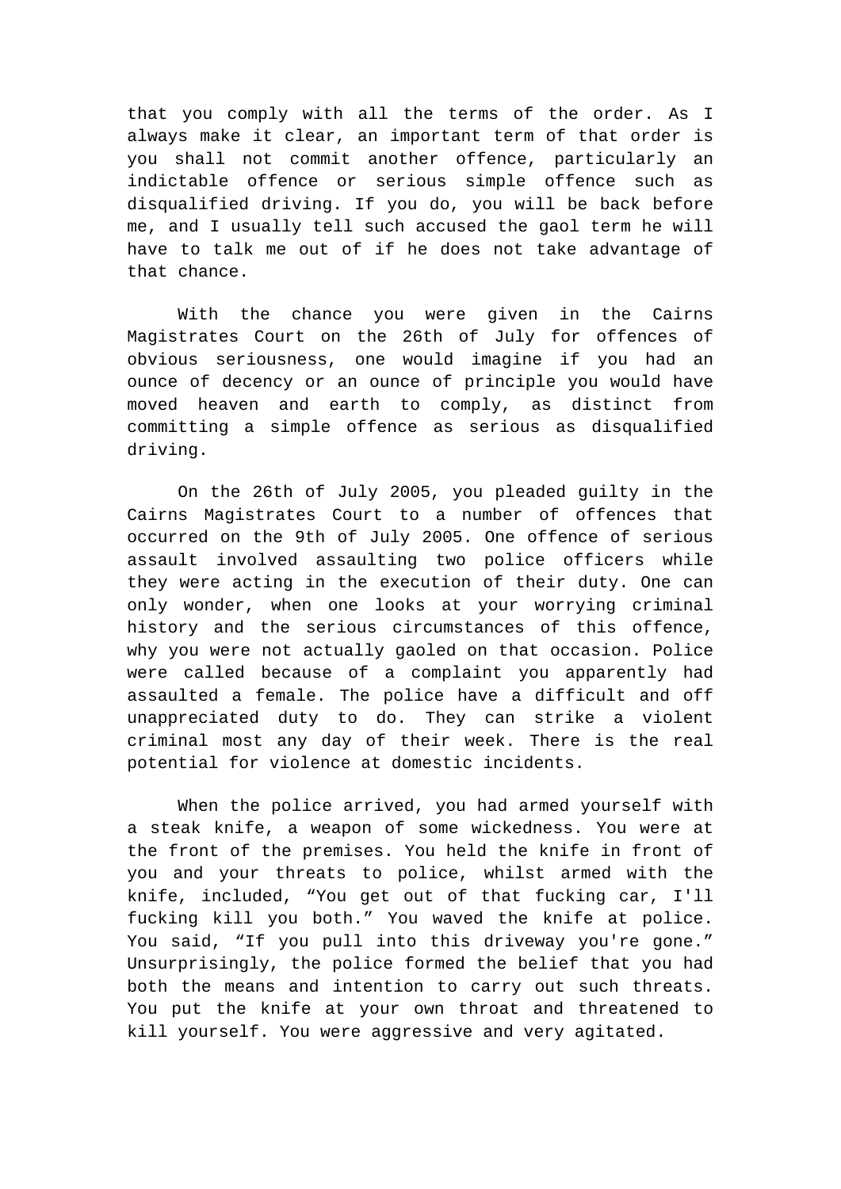that you comply with all the terms of the order. As I always make it clear, an important term of that order is you shall not commit another offence, particularly an indictable offence or serious simple offence such as disqualified driving. If you do, you will be back before me, and I usually tell such accused the gaol term he will have to talk me out of if he does not take advantage of that chance.

With the chance you were given in the Cairns Magistrates Court on the 26th of July for offences of obvious seriousness, one would imagine if you had an ounce of decency or an ounce of principle you would have moved heaven and earth to comply, as distinct from committing a simple offence as serious as disqualified driving.

On the 26th of July 2005, you pleaded guilty in the Cairns Magistrates Court to a number of offences that occurred on the 9th of July 2005. One offence of serious assault involved assaulting two police officers while they were acting in the execution of their duty. One can only wonder, when one looks at your worrying criminal history and the serious circumstances of this offence, why you were not actually gaoled on that occasion. Police were called because of a complaint you apparently had assaulted a female. The police have a difficult and off unappreciated duty to do. They can strike a violent criminal most any day of their week. There is the real potential for violence at domestic incidents.

When the police arrived, you had armed yourself with a steak knife, a weapon of some wickedness. You were at the front of the premises. You held the knife in front of you and your threats to police, whilst armed with the knife, included, “You get out of that fucking car, I'll fucking kill you both.” You waved the knife at police. You said, “If you pull into this driveway you're gone.” Unsurprisingly, the police formed the belief that you had both the means and intention to carry out such threats. You put the knife at your own throat and threatened to kill yourself. You were aggressive and very agitated.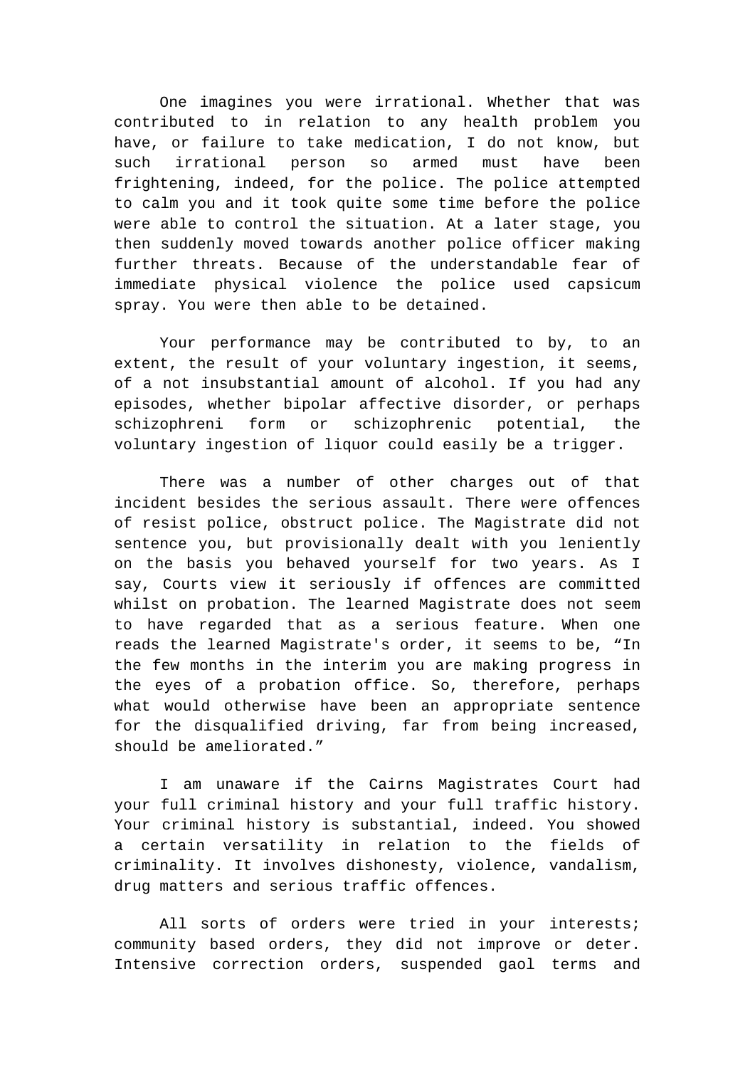One imagines you were irrational. Whether that was contributed to in relation to any health problem you have, or failure to take medication, I do not know, but such irrational person so armed must have been frightening, indeed, for the police. The police attempted to calm you and it took quite some time before the police were able to control the situation. At a later stage, you then suddenly moved towards another police officer making further threats. Because of the understandable fear of immediate physical violence the police used capsicum spray. You were then able to be detained.

Your performance may be contributed to by, to an extent, the result of your voluntary ingestion, it seems, of a not insubstantial amount of alcohol. If you had any episodes, whether bipolar affective disorder, or perhaps schizophreni form or schizophrenic potential, the voluntary ingestion of liquor could easily be a trigger.

There was a number of other charges out of that incident besides the serious assault. There were offences of resist police, obstruct police. The Magistrate did not sentence you, but provisionally dealt with you leniently on the basis you behaved yourself for two years. As I say, Courts view it seriously if offences are committed whilst on probation. The learned Magistrate does not seem to have regarded that as a serious feature. When one reads the learned Magistrate's order, it seems to be, "In the few months in the interim you are making progress in the eyes of a probation office. So, therefore, perhaps what would otherwise have been an appropriate sentence for the disqualified driving, far from being increased, should be ameliorated."

I am unaware if the Cairns Magistrates Court had your full criminal history and your full traffic history. Your criminal history is substantial, indeed. You showed a certain versatility in relation to the fields of criminality. It involves dishonesty, violence, vandalism, drug matters and serious traffic offences.

All sorts of orders were tried in your interests; community based orders, they did not improve or deter. Intensive correction orders, suspended gaol terms and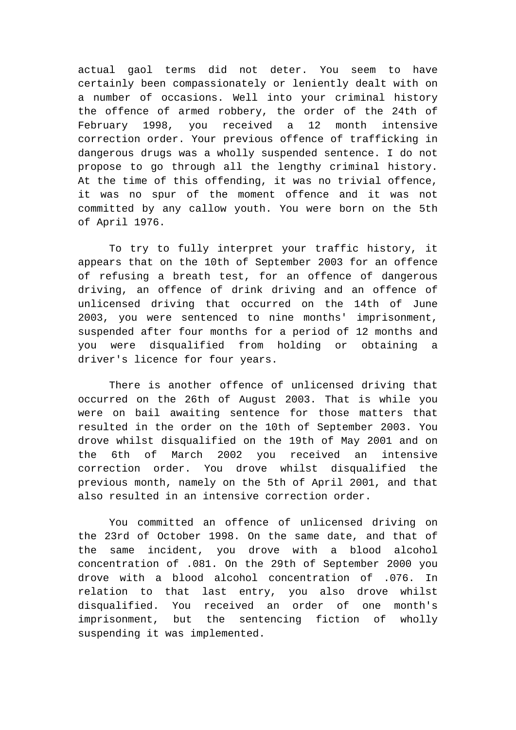actual gaol terms did not deter. You seem to have certainly been compassionately or leniently dealt with on a number of occasions. Well into your criminal history the offence of armed robbery, the order of the 24th of February 1998, you received a 12 month intensive correction order. Your previous offence of trafficking in dangerous drugs was a wholly suspended sentence. I do not propose to go through all the lengthy criminal history. At the time of this offending, it was no trivial offence, it was no spur of the moment offence and it was not committed by any callow youth. You were born on the 5th of April 1976.

To try to fully interpret your traffic history, it appears that on the 10th of September 2003 for an offence of refusing a breath test, for an offence of dangerous driving, an offence of drink driving and an offence of unlicensed driving that occurred on the 14th of June 2003, you were sentenced to nine months' imprisonment, suspended after four months for a period of 12 months and you were disqualified from holding or obtaining a driver's licence for four years.

There is another offence of unlicensed driving that occurred on the 26th of August 2003. That is while you were on bail awaiting sentence for those matters that resulted in the order on the 10th of September 2003. You drove whilst disqualified on the 19th of May 2001 and on the 6th of March 2002 you received an intensive correction order. You drove whilst disqualified the previous month, namely on the 5th of April 2001, and that also resulted in an intensive correction order.

You committed an offence of unlicensed driving on the 23rd of October 1998. On the same date, and that of the same incident, you drove with a blood alcohol concentration of .081. On the 29th of September 2000 you drove with a blood alcohol concentration of .076. In relation to that last entry, you also drove whilst disqualified. You received an order of one month's imprisonment, but the sentencing fiction of wholly suspending it was implemented.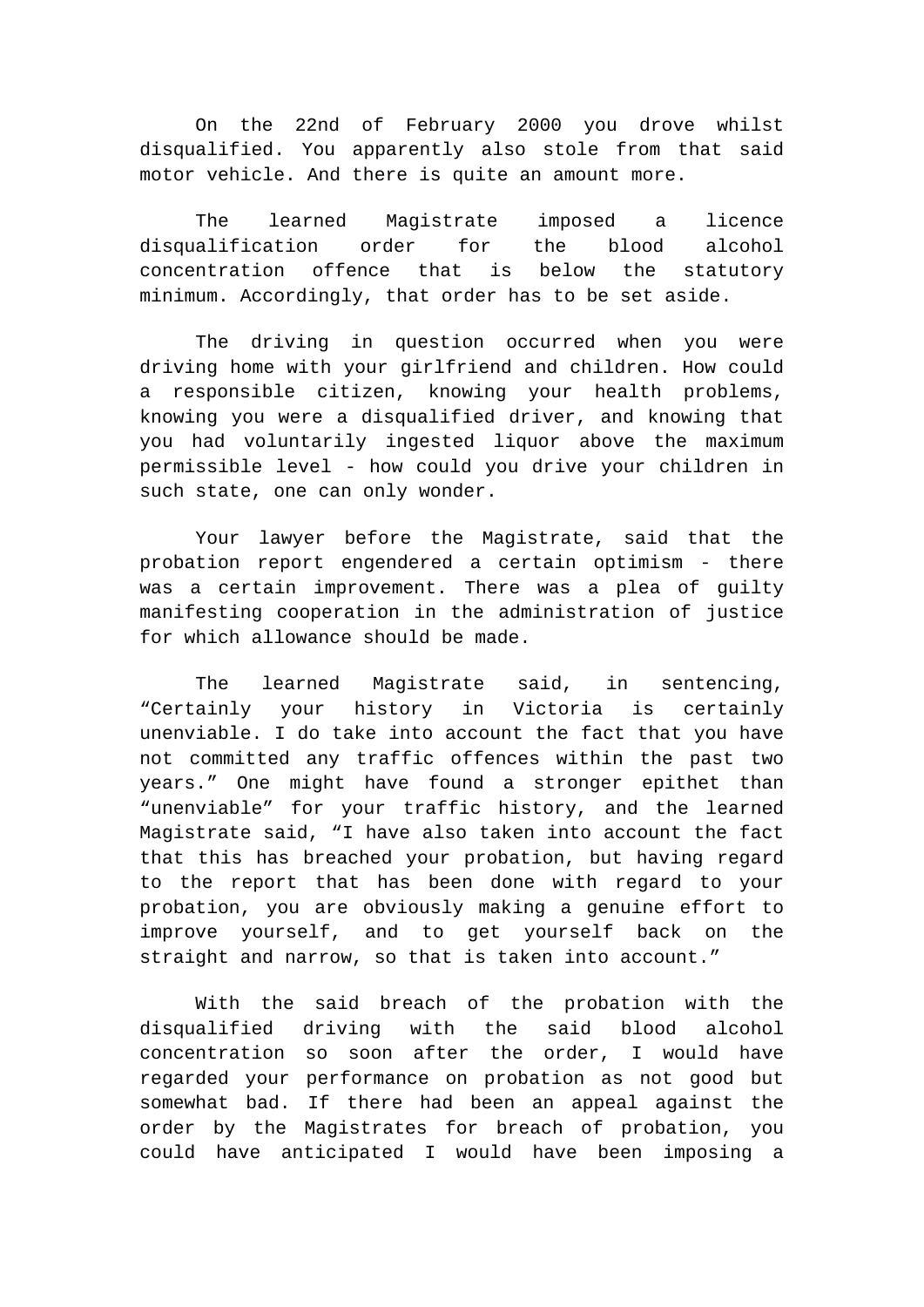On the 22nd of February 2000 you drove whilst disqualified. You apparently also stole from that said motor vehicle. And there is quite an amount more.

The learned Magistrate imposed a licence disqualification order for the blood alcohol concentration offence that is below the statutory minimum. Accordingly, that order has to be set aside.

The driving in question occurred when you were driving home with your girlfriend and children. How could a responsible citizen, knowing your health problems, knowing you were a disqualified driver, and knowing that you had voluntarily ingested liquor above the maximum permissible level - how could you drive your children in such state, one can only wonder.

Your lawyer before the Magistrate, said that the probation report engendered a certain optimism - there was a certain improvement. There was a plea of guilty manifesting cooperation in the administration of justice for which allowance should be made.

The learned Magistrate said, in sentencing, “Certainly your history in Victoria is certainly unenviable. I do take into account the fact that you have not committed any traffic offences within the past two years.” One might have found a stronger epithet than “unenviable” for your traffic history, and the learned Magistrate said, “I have also taken into account the fact that this has breached your probation, but having regard to the report that has been done with regard to your probation, you are obviously making a genuine effort to improve yourself, and to get yourself back on the straight and narrow, so that is taken into account.”

With the said breach of the probation with the disqualified driving with the said blood alcohol concentration so soon after the order, I would have regarded your performance on probation as not good but somewhat bad. If there had been an appeal against the order by the Magistrates for breach of probation, you could have anticipated I would have been imposing a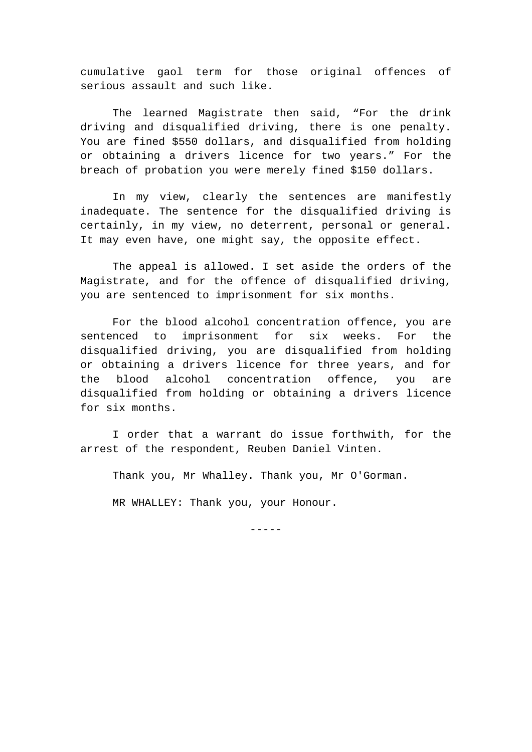cumulative gaol term for those original offences of serious assault and such like.

The learned Magistrate then said, “For the drink driving and disqualified driving, there is one penalty. You are fined $550 dollars, and disqualified from holding or obtaining a drivers licence for two years.” For the breach of probation you were merely fined $150 dollars.

In my view, clearly the sentences are manifestly inadequate. The sentence for the disqualified driving is certainly, in my view, no deterrent, personal or general. It may even have, one might say, the opposite effect.

The appeal is allowed. I set aside the orders of the Magistrate, and for the offence of disqualified driving, you are sentenced to imprisonment for six months.

For the blood alcohol concentration offence, you are sentenced to imprisonment for six weeks. For the disqualified driving, you are disqualified from holding or obtaining a drivers licence for three years, and for the blood alcohol concentration offence, you are disqualified from holding or obtaining a drivers licence for six months.

I order that a warrant do issue forthwith, for the arrest of the respondent, Reuben Daniel Vinten.

Thank you, Mr Whalley. Thank you, Mr O'Gorman.

MR WHALLEY: Thank you, your Honour.

-----